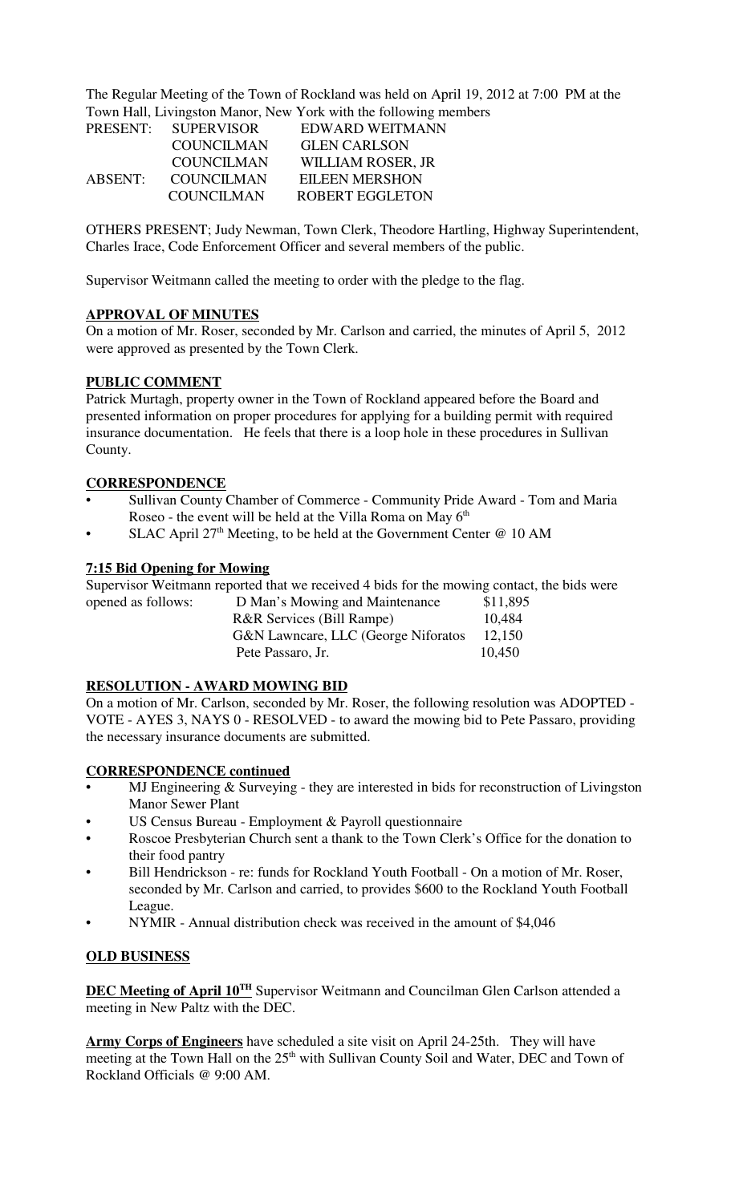The Regular Meeting of the Town of Rockland was held on April 19, 2012 at 7:00 PM at the Town Hall, Livingston Manor, New York with the following members

| | | |
|---|---|---|
| PRESENT: | SUPERVISOR | EDWARD WEITMANN |
| | COUNCILMAN | GLEN CARLSON |
| | COUNCILMAN | WILLIAM ROSER, JR |
| ABSENT: | COUNCILMAN | EILEEN MERSHON |
| | COUNCILMAN | ROBERT EGGLETON |

OTHERS PRESENT; Judy Newman, Town Clerk, Theodore Hartling, Highway Superintendent, Charles Irace, Code Enforcement Officer and several members of the public.

Supervisor Weitmann called the meeting to order with the pledge to the flag.

## APPROVAL OF MINUTES

On a motion of Mr. Roser, seconded by Mr. Carlson and carried, the minutes of April 5, 2012 were approved as presented by the Town Clerk.

## PUBLIC COMMENT

Patrick Murtagh, property owner in the Town of Rockland appeared before the Board and presented information on proper procedures for applying for a building permit with required insurance documentation. He feels that there is a loop hole in these procedures in Sullivan County.

## CORRESPONDENCE

- Sullivan County Chamber of Commerce - Community Pride Award - Tom and Maria Roseo - the event will be held at the Villa Roma on May 6th
- SLAC April 27th Meeting, to be held at the Government Center @ 10 AM

## 7:15 Bid Opening for Mowing

Supervisor Weitmann reported that we received 4 bids for the mowing contact, the bids were opened as follows:

| | |
|---|---|
| D Man's Mowing and Maintenance | $11,895 |
| R&R Services (Bill Rampe) | 10,484 |
| G&N Lawncare, LLC (George Niforatos | 12,150 |
| Pete Passaro, Jr. | 10,450 |

## RESOLUTION - AWARD MOWING BID

On a motion of Mr. Carlson, seconded by Mr. Roser, the following resolution was ADOPTED - VOTE - AYES 3, NAYS 0 - RESOLVED - to award the mowing bid to Pete Passaro, providing the necessary insurance documents are submitted.

## CORRESPONDENCE continued

- MJ Engineering & Surveying - they are interested in bids for reconstruction of Livingston Manor Sewer Plant
- US Census Bureau - Employment & Payroll questionnaire
- Roscoe Presbyterian Church sent a thank to the Town Clerk's Office for the donation to their food pantry
- Bill Hendrickson - re: funds for Rockland Youth Football - On a motion of Mr. Roser, seconded by Mr. Carlson and carried, to provides $600 to the Rockland Youth Football League.
- NYMIR - Annual distribution check was received in the amount of $4,046

## OLD BUSINESS

**DEC Meeting of April 10TH** Supervisor Weitmann and Councilman Glen Carlson attended a meeting in New Paltz with the DEC.

**Army Corps of Engineers** have scheduled a site visit on April 24-25th. They will have meeting at the Town Hall on the 25th with Sullivan County Soil and Water, DEC and Town of Rockland Officials @ 9:00 AM.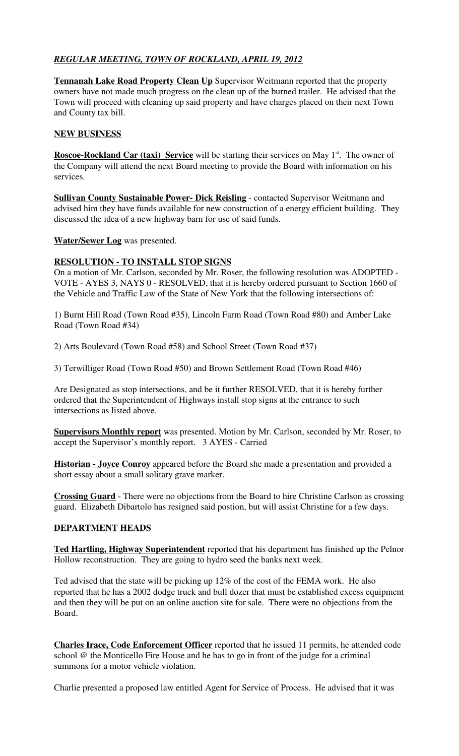## *REGULAR MEETING, TOWN OF ROCKLAND, APRIL 19, 2012*

**Tennanah Lake Road Property Clean Up** Supervisor Weitmann reported that the property owners have not made much progress on the clean up of the burned trailer. He advised that the Town will proceed with cleaning up said property and have charges placed on their next Town and County tax bill.

### NEW BUSINESS

**Roscoe-Rockland Car (taxi) Service** will be starting their services on May 1st. The owner of the Company will attend the next Board meeting to provide the Board with information on his services.

**Sullivan County Sustainable Power- Dick Reisling** - contacted Supervisor Weitmann and advised him they have funds available for new construction of a energy efficient building. They discussed the idea of a new highway barn for use of said funds.

**Water/Sewer Log** was presented.

### RESOLUTION - TO INSTALL STOP SIGNS

On a motion of Mr. Carlson, seconded by Mr. Roser, the following resolution was ADOPTED - VOTE - AYES 3, NAYS 0 - RESOLVED, that it is hereby ordered pursuant to Section 1660 of the Vehicle and Traffic Law of the State of New York that the following intersections of:

1) Burnt Hill Road (Town Road #35), Lincoln Farm Road (Town Road #80) and Amber Lake Road (Town Road #34)

2) Arts Boulevard (Town Road #58) and School Street (Town Road #37)

3) Terwilliger Road (Town Road #50) and Brown Settlement Road (Town Road #46)

Are Designated as stop intersections, and be it further RESOLVED, that it is hereby further ordered that the Superintendent of Highways install stop signs at the entrance to such intersections as listed above.

**Supervisors Monthly report** was presented. Motion by Mr. Carlson, seconded by Mr. Roser, to accept the Supervisor's monthly report. 3 AYES - Carried

**Historian - Joyce Conroy** appeared before the Board she made a presentation and provided a short essay about a small solitary grave marker.

**Crossing Guard** - There were no objections from the Board to hire Christine Carlson as crossing guard. Elizabeth Dibartolo has resigned said postion, but will assist Christine for a few days.

### DEPARTMENT HEADS

**Ted Hartling, Highway Superintendent** reported that his department has finished up the Pelnor Hollow reconstruction. They are going to hydro seed the banks next week.

Ted advised that the state will be picking up 12% of the cost of the FEMA work. He also reported that he has a 2002 dodge truck and bull dozer that must be established excess equipment and then they will be put on an online auction site for sale. There were no objections from the Board.

**Charles Irace, Code Enforcement Officer** reported that he issued 11 permits, he attended code school @ the Monticello Fire House and he has to go in front of the judge for a criminal summons for a motor vehicle violation.

Charlie presented a proposed law entitled Agent for Service of Process. He advised that it was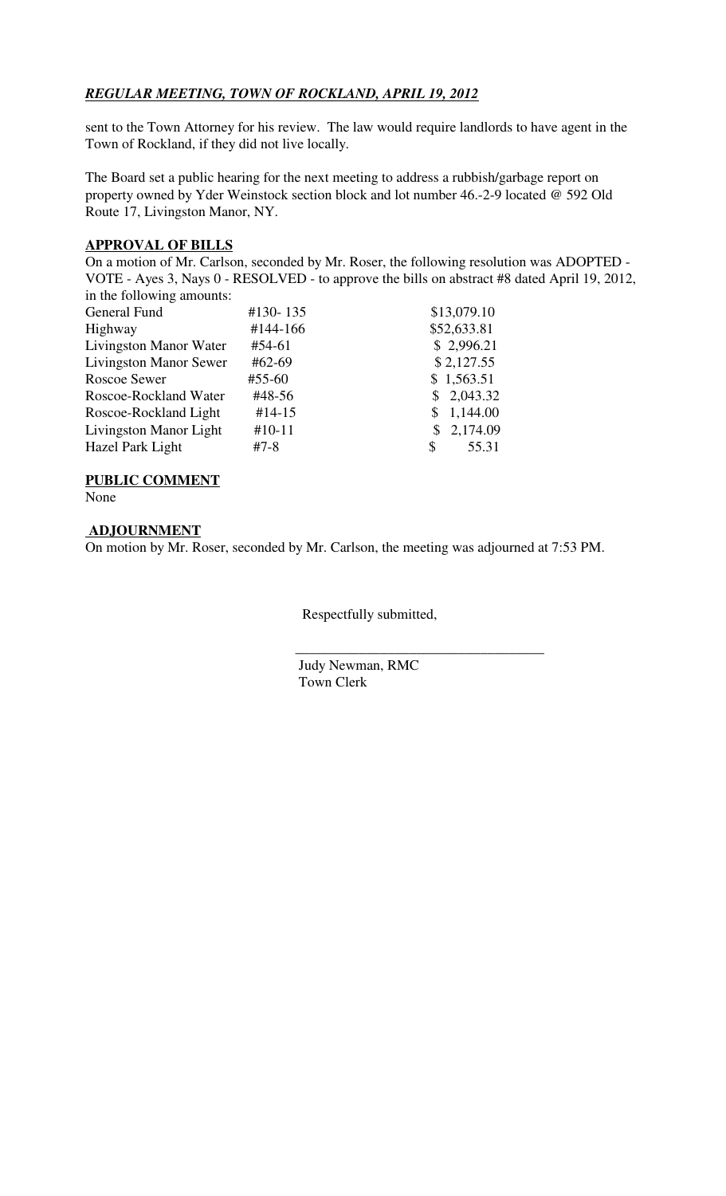sent to the Town Attorney for his review. The law would require landlords to have agent in the Town of Rockland, if they did not live locally.

The Board set a public hearing for the next meeting to address a rubbish/garbage report on property owned by Yder Weinstock section block and lot number 46.-2-9 located @ 592 Old Route 17, Livingston Manor, NY.

## APPROVAL OF BILLS

On a motion of Mr. Carlson, seconded by Mr. Roser, the following resolution was ADOPTED - VOTE - Ayes 3, Nays 0 - RESOLVED - to approve the bills on abstract #8 dated April 19, 2012, in the following amounts:

| | | |
|---|---|---|
| General Fund | #130- 135 | $13,079.10 |
| Highway | #144-166 | $52,633.81 |
| Livingston Manor Water | #54-61 | $ 2,996.21 |
| Livingston Manor Sewer | #62-69 | $ 2,127.55 |
| Roscoe Sewer | #55-60 | $ 1,563.51 |
| Roscoe-Rockland Water | #48-56 | $ 2,043.32 |
| Roscoe-Rockland Light | #14-15 | $ 1,144.00 |
| Livingston Manor Light | #10-11 | $ 2,174.09 |
| Hazel Park Light | #7-8 | $ 55.31 |

## PUBLIC COMMENT

None

## ADJOURNMENT

On motion by Mr. Roser, seconded by Mr. Carlson, the meeting was adjourned at 7:53 PM.

Respectfully submitted,

___________________________________

Judy Newman, RMC
Town Clerk